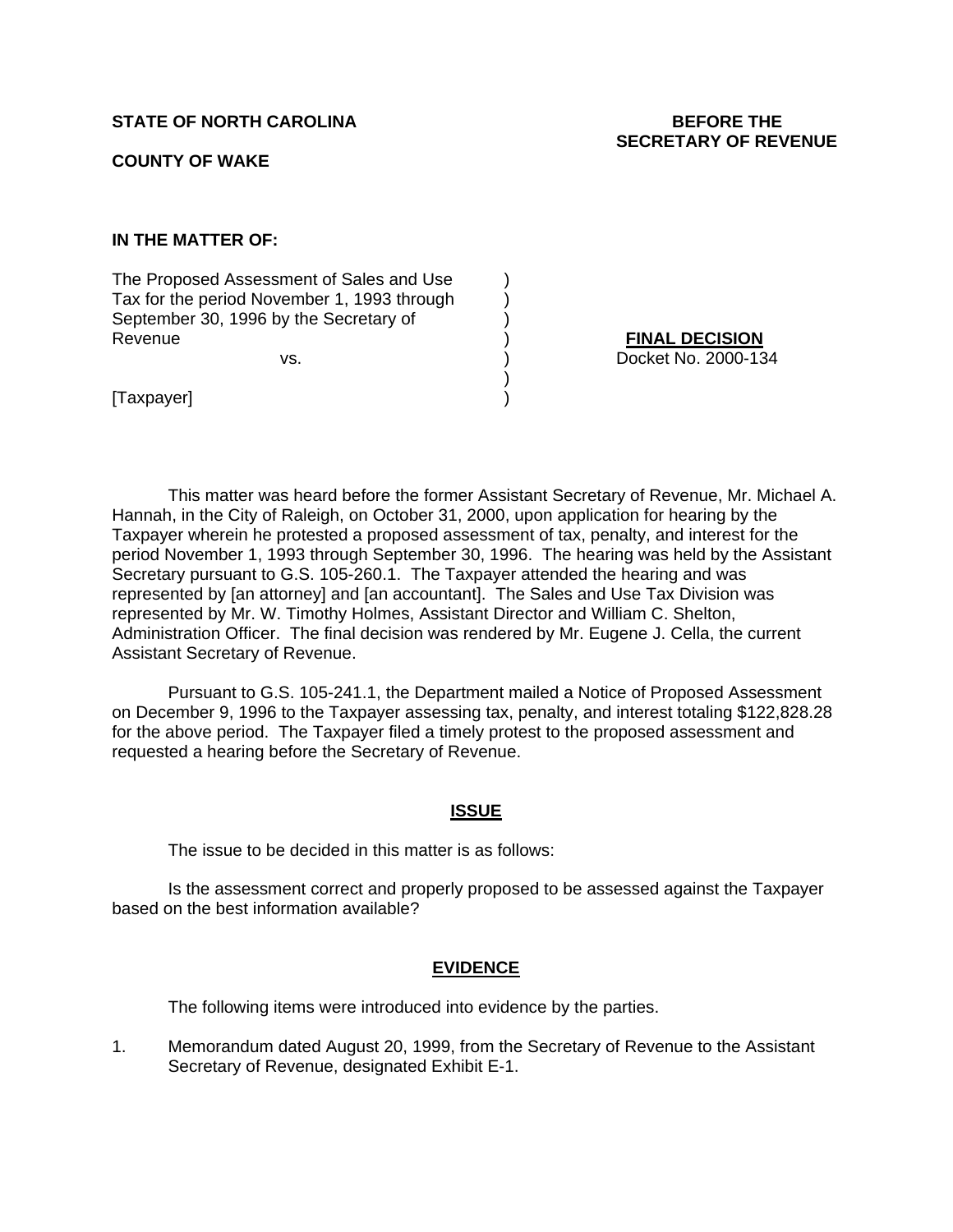**STATE OF NORTH CAROLINA**

**BEFORE THE SECRETARY OF REVENUE**

**COUNTY OF WAKE**

**IN THE MATTER OF:**

The Proposed Assessment of Sales and Use Tax for the period November 1, 1993 through September 30, 1996 by the Secretary of Revenue

vs.

[Taxpayer]

**FINAL DECISION**
Docket No. 2000-134

This matter was heard before the former Assistant Secretary of Revenue, Mr. Michael A. Hannah, in the City of Raleigh, on October 31, 2000, upon application for hearing by the Taxpayer wherein he protested a proposed assessment of tax, penalty, and interest for the period November 1, 1993 through September 30, 1996. The hearing was held by the Assistant Secretary pursuant to G.S. 105-260.1. The Taxpayer attended the hearing and was represented by [an attorney] and [an accountant]. The Sales and Use Tax Division was represented by Mr. W. Timothy Holmes, Assistant Director and William C. Shelton, Administration Officer. The final decision was rendered by Mr. Eugene J. Cella, the current Assistant Secretary of Revenue.

Pursuant to G.S. 105-241.1, the Department mailed a Notice of Proposed Assessment on December 9, 1996 to the Taxpayer assessing tax, penalty, and interest totaling $122,828.28 for the above period. The Taxpayer filed a timely protest to the proposed assessment and requested a hearing before the Secretary of Revenue.

## ISSUE

The issue to be decided in this matter is as follows:

Is the assessment correct and properly proposed to be assessed against the Taxpayer based on the best information available?

## EVIDENCE

The following items were introduced into evidence by the parties.

1. Memorandum dated August 20, 1999, from the Secretary of Revenue to the Assistant Secretary of Revenue, designated Exhibit E-1.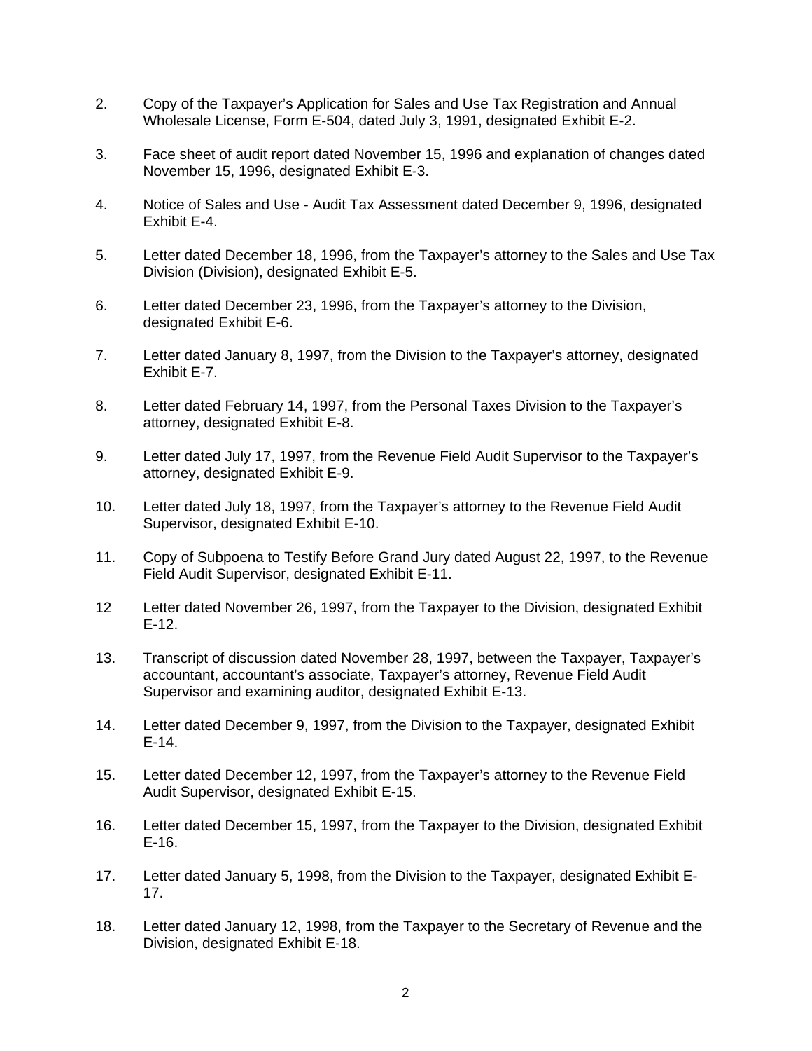2. Copy of the Taxpayer's Application for Sales and Use Tax Registration and Annual Wholesale License, Form E-504, dated July 3, 1991, designated Exhibit E-2.

3. Face sheet of audit report dated November 15, 1996 and explanation of changes dated November 15, 1996, designated Exhibit E-3.

4. Notice of Sales and Use - Audit Tax Assessment dated December 9, 1996, designated Exhibit E-4.

5. Letter dated December 18, 1996, from the Taxpayer's attorney to the Sales and Use Tax Division (Division), designated Exhibit E-5.

6. Letter dated December 23, 1996, from the Taxpayer's attorney to the Division, designated Exhibit E-6.

7. Letter dated January 8, 1997, from the Division to the Taxpayer's attorney, designated Exhibit E-7.

8. Letter dated February 14, 1997, from the Personal Taxes Division to the Taxpayer's attorney, designated Exhibit E-8.

9. Letter dated July 17, 1997, from the Revenue Field Audit Supervisor to the Taxpayer's attorney, designated Exhibit E-9.

10. Letter dated July 18, 1997, from the Taxpayer's attorney to the Revenue Field Audit Supervisor, designated Exhibit E-10.

11. Copy of Subpoena to Testify Before Grand Jury dated August 22, 1997, to the Revenue Field Audit Supervisor, designated Exhibit E-11.

12 Letter dated November 26, 1997, from the Taxpayer to the Division, designated Exhibit E-12.

13. Transcript of discussion dated November 28, 1997, between the Taxpayer, Taxpayer's accountant, accountant's associate, Taxpayer's attorney, Revenue Field Audit Supervisor and examining auditor, designated Exhibit E-13.

14. Letter dated December 9, 1997, from the Division to the Taxpayer, designated Exhibit E-14.

15. Letter dated December 12, 1997, from the Taxpayer's attorney to the Revenue Field Audit Supervisor, designated Exhibit E-15.

16. Letter dated December 15, 1997, from the Taxpayer to the Division, designated Exhibit E-16.

17. Letter dated January 5, 1998, from the Division to the Taxpayer, designated Exhibit E-17.

18. Letter dated January 12, 1998, from the Taxpayer to the Secretary of Revenue and the Division, designated Exhibit E-18.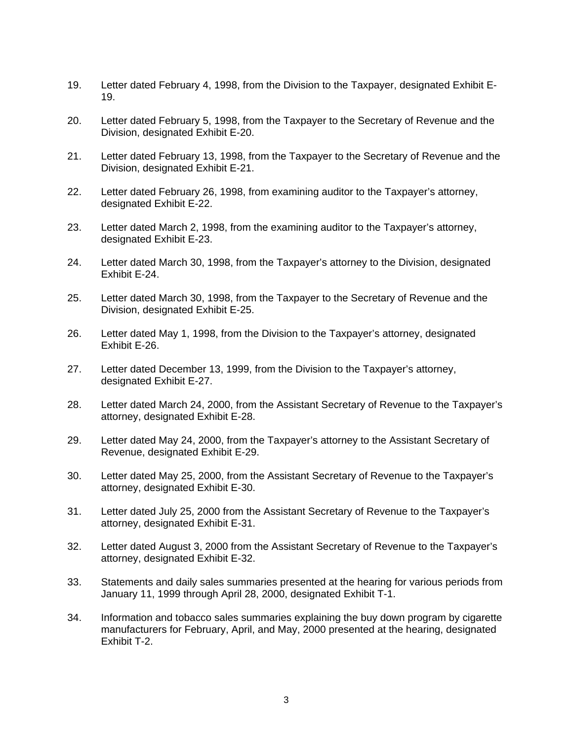19. Letter dated February 4, 1998, from the Division to the Taxpayer, designated Exhibit E-19.

20. Letter dated February 5, 1998, from the Taxpayer to the Secretary of Revenue and the Division, designated Exhibit E-20.

21. Letter dated February 13, 1998, from the Taxpayer to the Secretary of Revenue and the Division, designated Exhibit E-21.

22. Letter dated February 26, 1998, from examining auditor to the Taxpayer's attorney, designated Exhibit E-22.

23. Letter dated March 2, 1998, from the examining auditor to the Taxpayer's attorney, designated Exhibit E-23.

24. Letter dated March 30, 1998, from the Taxpayer's attorney to the Division, designated Exhibit E-24.

25. Letter dated March 30, 1998, from the Taxpayer to the Secretary of Revenue and the Division, designated Exhibit E-25.

26. Letter dated May 1, 1998, from the Division to the Taxpayer's attorney, designated Exhibit E-26.

27. Letter dated December 13, 1999, from the Division to the Taxpayer's attorney, designated Exhibit E-27.

28. Letter dated March 24, 2000, from the Assistant Secretary of Revenue to the Taxpayer's attorney, designated Exhibit E-28.

29. Letter dated May 24, 2000, from the Taxpayer's attorney to the Assistant Secretary of Revenue, designated Exhibit E-29.

30. Letter dated May 25, 2000, from the Assistant Secretary of Revenue to the Taxpayer's attorney, designated Exhibit E-30.

31. Letter dated July 25, 2000 from the Assistant Secretary of Revenue to the Taxpayer's attorney, designated Exhibit E-31.

32. Letter dated August 3, 2000 from the Assistant Secretary of Revenue to the Taxpayer's attorney, designated Exhibit E-32.

33. Statements and daily sales summaries presented at the hearing for various periods from January 11, 1999 through April 28, 2000, designated Exhibit T-1.

34. Information and tobacco sales summaries explaining the buy down program by cigarette manufacturers for February, April, and May, 2000 presented at the hearing, designated Exhibit T-2.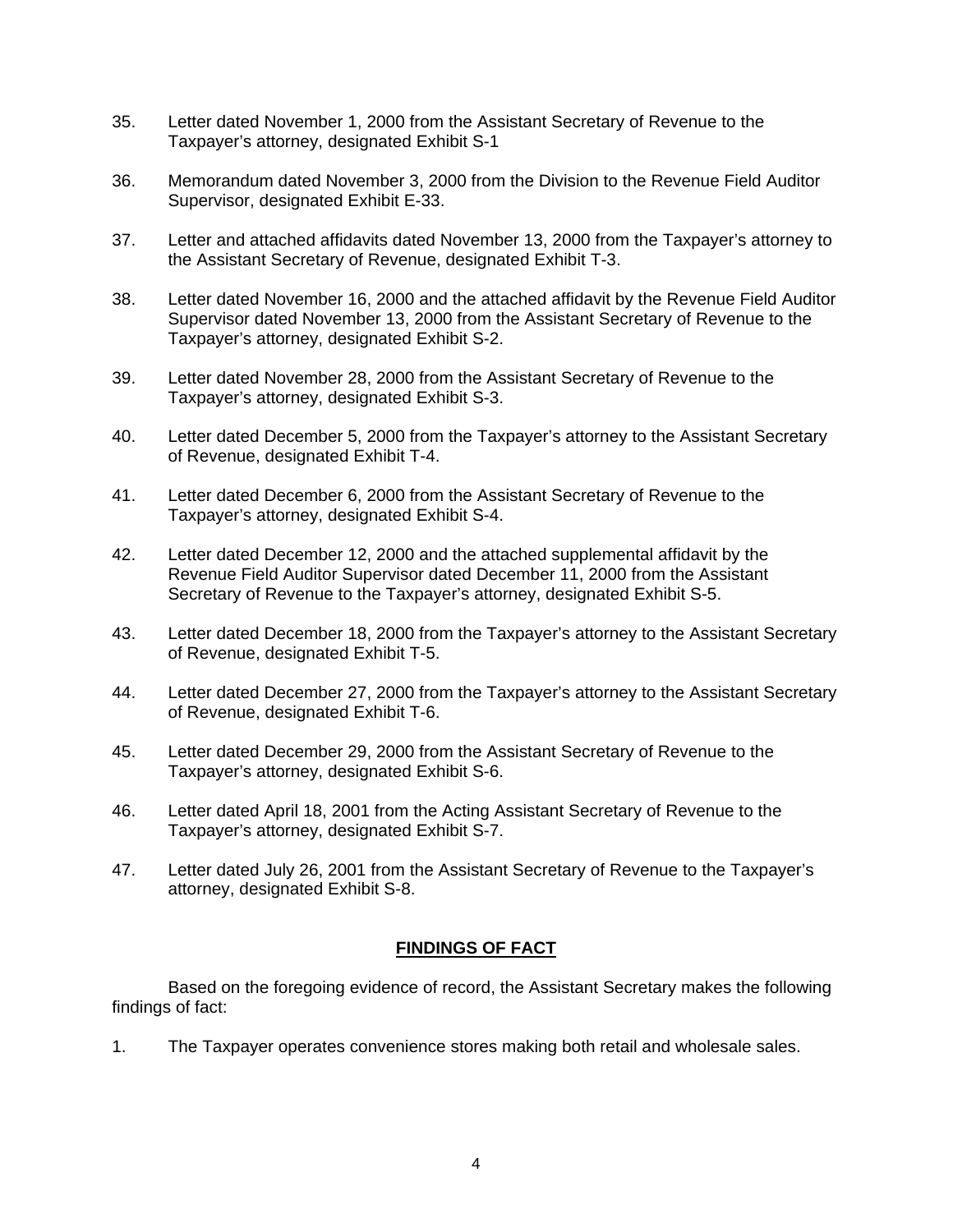35. Letter dated November 1, 2000 from the Assistant Secretary of Revenue to the Taxpayer's attorney, designated Exhibit S-1

36. Memorandum dated November 3, 2000 from the Division to the Revenue Field Auditor Supervisor, designated Exhibit E-33.

37. Letter and attached affidavits dated November 13, 2000 from the Taxpayer's attorney to the Assistant Secretary of Revenue, designated Exhibit T-3.

38. Letter dated November 16, 2000 and the attached affidavit by the Revenue Field Auditor Supervisor dated November 13, 2000 from the Assistant Secretary of Revenue to the Taxpayer's attorney, designated Exhibit S-2.

39. Letter dated November 28, 2000 from the Assistant Secretary of Revenue to the Taxpayer's attorney, designated Exhibit S-3.

40. Letter dated December 5, 2000 from the Taxpayer's attorney to the Assistant Secretary of Revenue, designated Exhibit T-4.

41. Letter dated December 6, 2000 from the Assistant Secretary of Revenue to the Taxpayer's attorney, designated Exhibit S-4.

42. Letter dated December 12, 2000 and the attached supplemental affidavit by the Revenue Field Auditor Supervisor dated December 11, 2000 from the Assistant Secretary of Revenue to the Taxpayer's attorney, designated Exhibit S-5.

43. Letter dated December 18, 2000 from the Taxpayer's attorney to the Assistant Secretary of Revenue, designated Exhibit T-5.

44. Letter dated December 27, 2000 from the Taxpayer's attorney to the Assistant Secretary of Revenue, designated Exhibit T-6.

45. Letter dated December 29, 2000 from the Assistant Secretary of Revenue to the Taxpayer's attorney, designated Exhibit S-6.

46. Letter dated April 18, 2001 from the Acting Assistant Secretary of Revenue to the Taxpayer's attorney, designated Exhibit S-7.

47. Letter dated July 26, 2001 from the Assistant Secretary of Revenue to the Taxpayer's attorney, designated Exhibit S-8.

## FINDINGS OF FACT

Based on the foregoing evidence of record, the Assistant Secretary makes the following findings of fact:

1. The Taxpayer operates convenience stores making both retail and wholesale sales.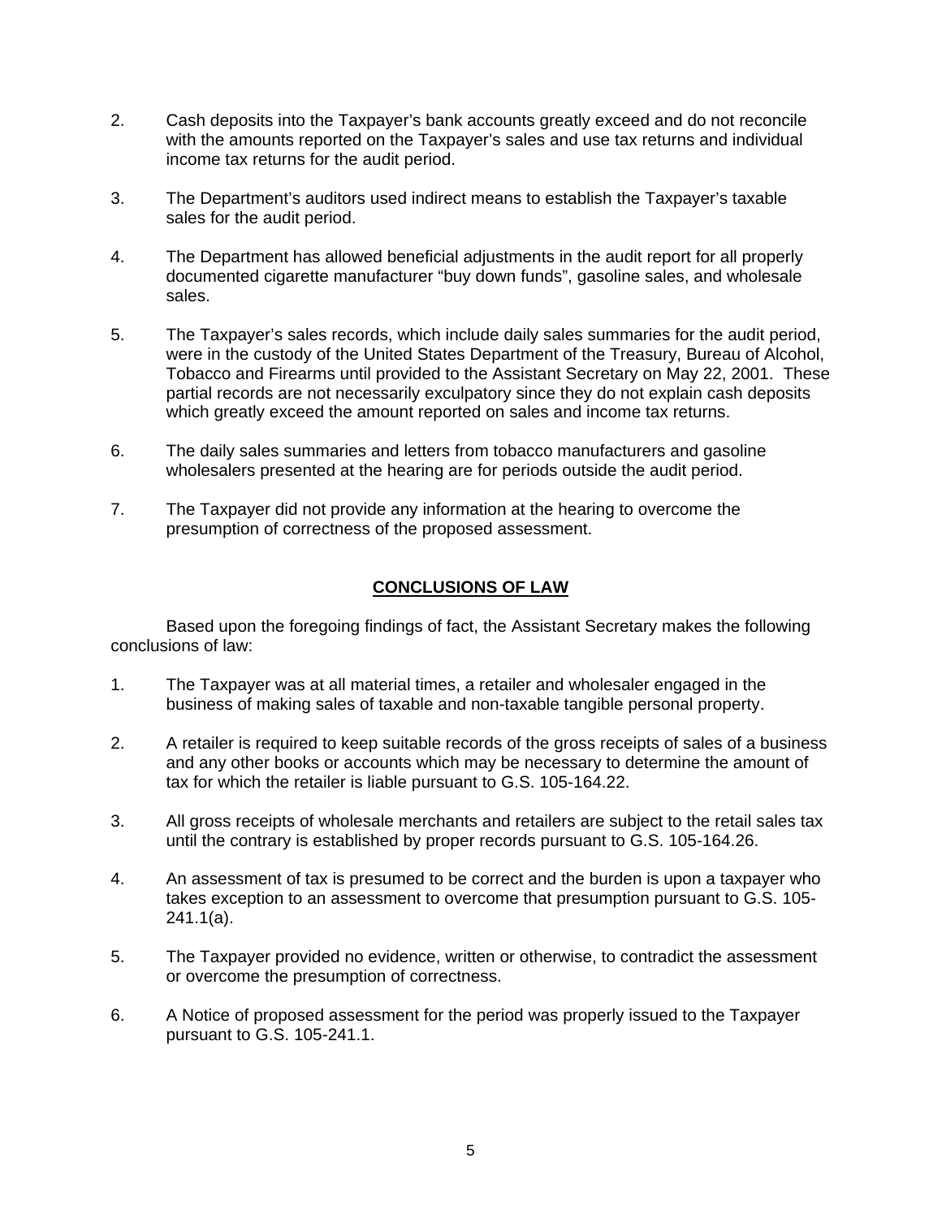2. Cash deposits into the Taxpayer's bank accounts greatly exceed and do not reconcile with the amounts reported on the Taxpayer's sales and use tax returns and individual income tax returns for the audit period.

3. The Department's auditors used indirect means to establish the Taxpayer's taxable sales for the audit period.

4. The Department has allowed beneficial adjustments in the audit report for all properly documented cigarette manufacturer "buy down funds", gasoline sales, and wholesale sales.

5. The Taxpayer's sales records, which include daily sales summaries for the audit period, were in the custody of the United States Department of the Treasury, Bureau of Alcohol, Tobacco and Firearms until provided to the Assistant Secretary on May 22, 2001. These partial records are not necessarily exculpatory since they do not explain cash deposits which greatly exceed the amount reported on sales and income tax returns.

6. The daily sales summaries and letters from tobacco manufacturers and gasoline wholesalers presented at the hearing are for periods outside the audit period.

7. The Taxpayer did not provide any information at the hearing to overcome the presumption of correctness of the proposed assessment.

## CONCLUSIONS OF LAW

Based upon the foregoing findings of fact, the Assistant Secretary makes the following conclusions of law:

1. The Taxpayer was at all material times, a retailer and wholesaler engaged in the business of making sales of taxable and non-taxable tangible personal property.

2. A retailer is required to keep suitable records of the gross receipts of sales of a business and any other books or accounts which may be necessary to determine the amount of tax for which the retailer is liable pursuant to G.S. 105-164.22.

3. All gross receipts of wholesale merchants and retailers are subject to the retail sales tax until the contrary is established by proper records pursuant to G.S. 105-164.26.

4. An assessment of tax is presumed to be correct and the burden is upon a taxpayer who takes exception to an assessment to overcome that presumption pursuant to G.S. 105-241.1(a).

5. The Taxpayer provided no evidence, written or otherwise, to contradict the assessment or overcome the presumption of correctness.

6. A Notice of proposed assessment for the period was properly issued to the Taxpayer pursuant to G.S. 105-241.1.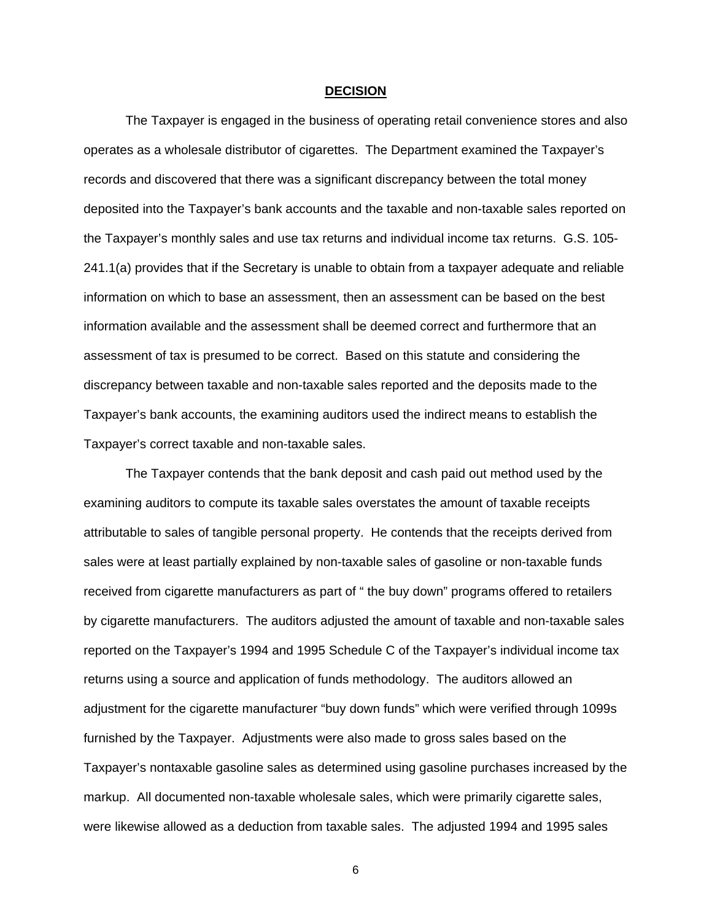**DECISION**

The Taxpayer is engaged in the business of operating retail convenience stores and also operates as a wholesale distributor of cigarettes. The Department examined the Taxpayer's records and discovered that there was a significant discrepancy between the total money deposited into the Taxpayer's bank accounts and the taxable and non-taxable sales reported on the Taxpayer's monthly sales and use tax returns and individual income tax returns. G.S. 105-241.1(a) provides that if the Secretary is unable to obtain from a taxpayer adequate and reliable information on which to base an assessment, then an assessment can be based on the best information available and the assessment shall be deemed correct and furthermore that an assessment of tax is presumed to be correct. Based on this statute and considering the discrepancy between taxable and non-taxable sales reported and the deposits made to the Taxpayer's bank accounts, the examining auditors used the indirect means to establish the Taxpayer's correct taxable and non-taxable sales.

The Taxpayer contends that the bank deposit and cash paid out method used by the examining auditors to compute its taxable sales overstates the amount of taxable receipts attributable to sales of tangible personal property. He contends that the receipts derived from sales were at least partially explained by non-taxable sales of gasoline or non-taxable funds received from cigarette manufacturers as part of " the buy down" programs offered to retailers by cigarette manufacturers. The auditors adjusted the amount of taxable and non-taxable sales reported on the Taxpayer's 1994 and 1995 Schedule C of the Taxpayer's individual income tax returns using a source and application of funds methodology. The auditors allowed an adjustment for the cigarette manufacturer "buy down funds" which were verified through 1099s furnished by the Taxpayer. Adjustments were also made to gross sales based on the Taxpayer's nontaxable gasoline sales as determined using gasoline purchases increased by the markup. All documented non-taxable wholesale sales, which were primarily cigarette sales, were likewise allowed as a deduction from taxable sales. The adjusted 1994 and 1995 sales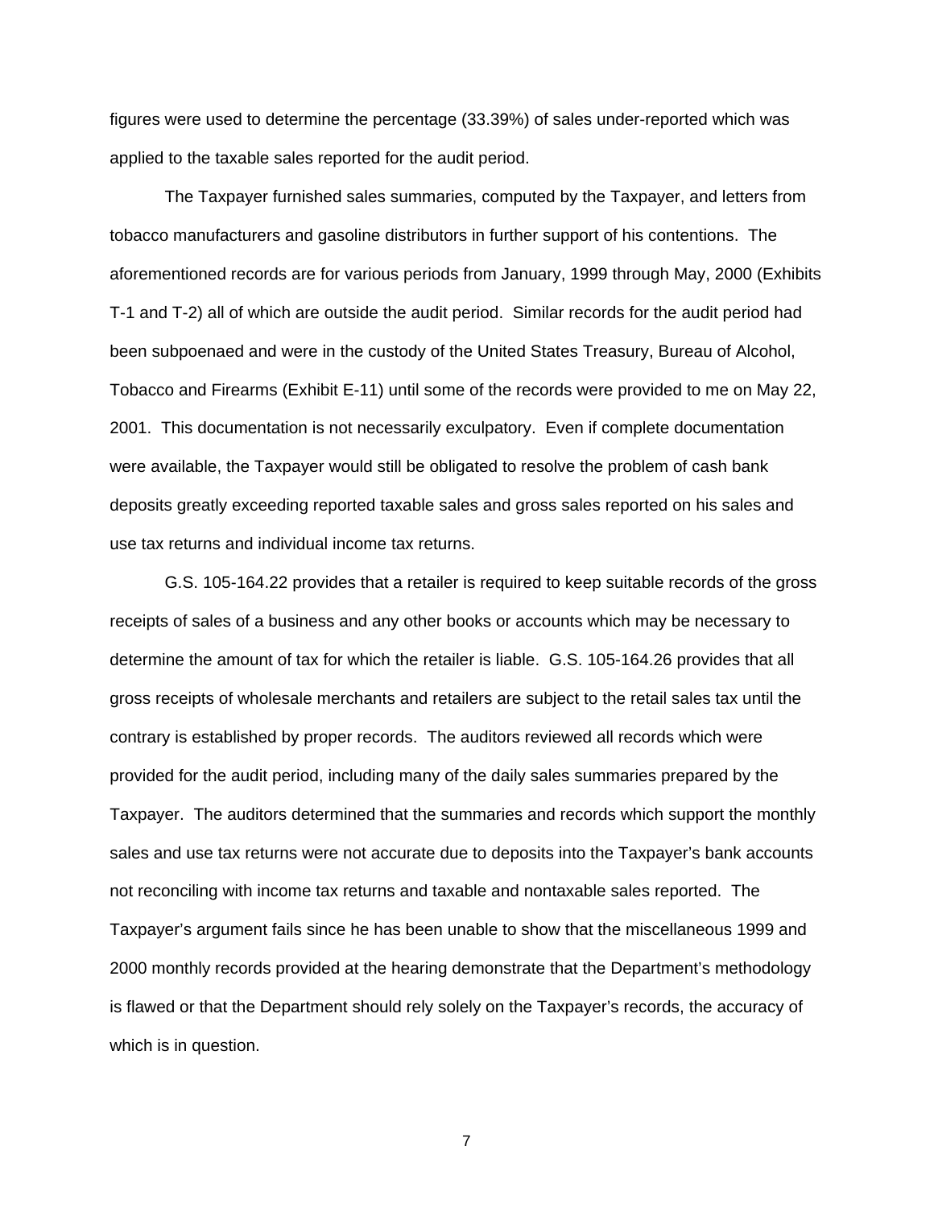figures were used to determine the percentage (33.39%) of sales under-reported which was applied to the taxable sales reported for the audit period.

The Taxpayer furnished sales summaries, computed by the Taxpayer, and letters from tobacco manufacturers and gasoline distributors in further support of his contentions. The aforementioned records are for various periods from January, 1999 through May, 2000 (Exhibits T-1 and T-2) all of which are outside the audit period. Similar records for the audit period had been subpoenaed and were in the custody of the United States Treasury, Bureau of Alcohol, Tobacco and Firearms (Exhibit E-11) until some of the records were provided to me on May 22, 2001. This documentation is not necessarily exculpatory. Even if complete documentation were available, the Taxpayer would still be obligated to resolve the problem of cash bank deposits greatly exceeding reported taxable sales and gross sales reported on his sales and use tax returns and individual income tax returns.

G.S. 105-164.22 provides that a retailer is required to keep suitable records of the gross receipts of sales of a business and any other books or accounts which may be necessary to determine the amount of tax for which the retailer is liable. G.S. 105-164.26 provides that all gross receipts of wholesale merchants and retailers are subject to the retail sales tax until the contrary is established by proper records. The auditors reviewed all records which were provided for the audit period, including many of the daily sales summaries prepared by the Taxpayer. The auditors determined that the summaries and records which support the monthly sales and use tax returns were not accurate due to deposits into the Taxpayer's bank accounts not reconciling with income tax returns and taxable and nontaxable sales reported. The Taxpayer's argument fails since he has been unable to show that the miscellaneous 1999 and 2000 monthly records provided at the hearing demonstrate that the Department's methodology is flawed or that the Department should rely solely on the Taxpayer's records, the accuracy of which is in question.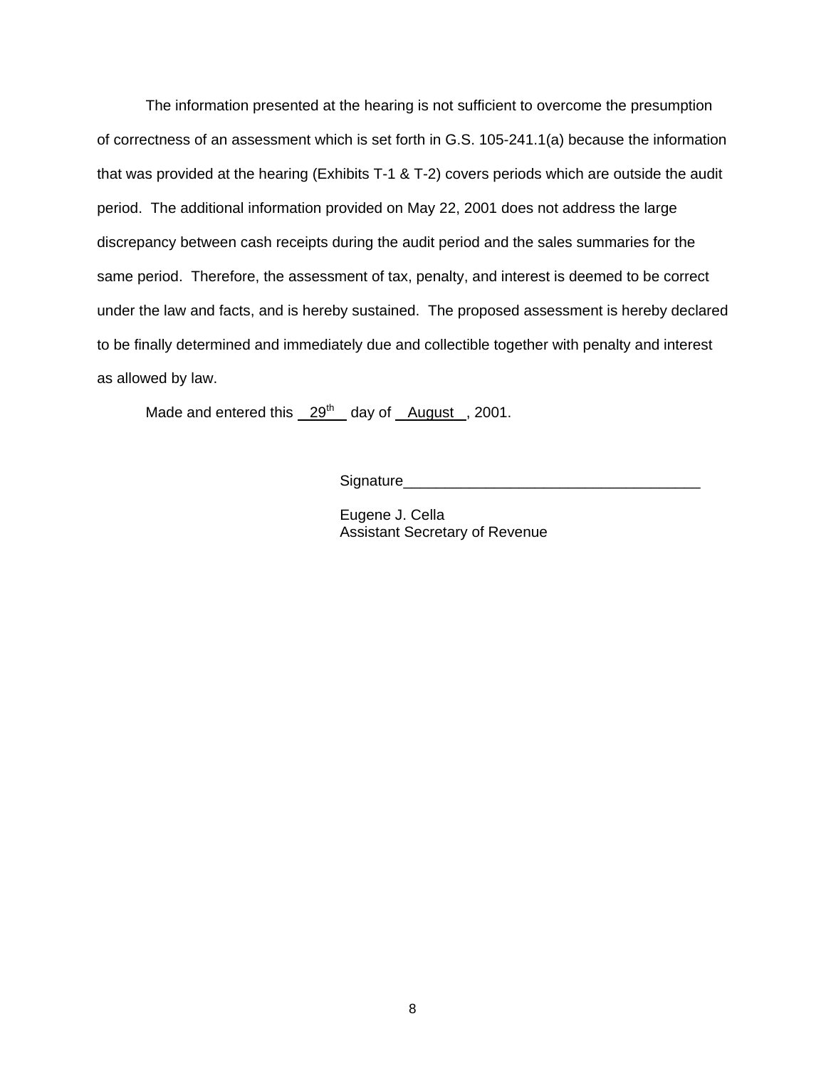The information presented at the hearing is not sufficient to overcome the presumption of correctness of an assessment which is set forth in G.S. 105-241.1(a) because the information that was provided at the hearing (Exhibits T-1 & T-2) covers periods which are outside the audit period. The additional information provided on May 22, 2001 does not address the large discrepancy between cash receipts during the audit period and the sales summaries for the same period. Therefore, the assessment of tax, penalty, and interest is deemed to be correct under the law and facts, and is hereby sustained. The proposed assessment is hereby declared to be finally determined and immediately due and collectible together with penalty and interest as allowed by law.

Made and entered this 29th day of August, 2001.

Signature____________________________________

Eugene J. Cella
Assistant Secretary of Revenue